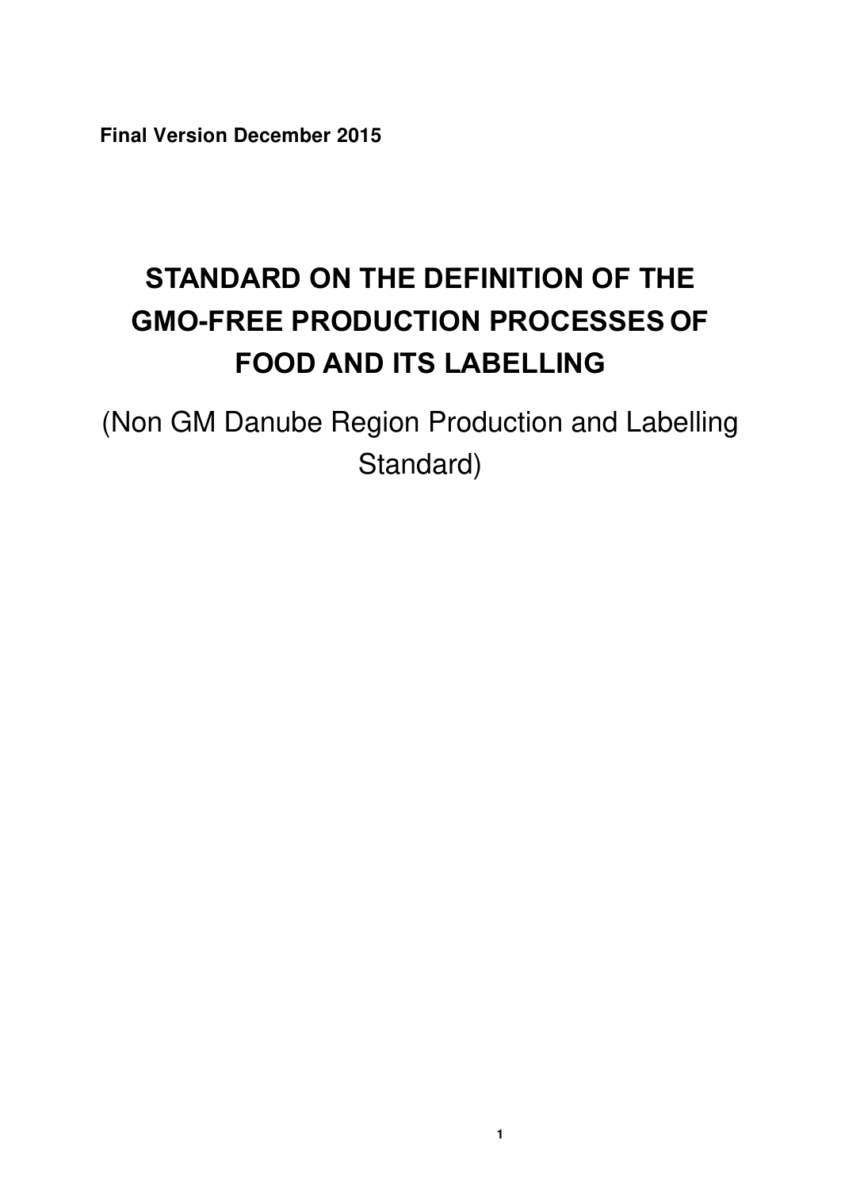**Final Version December 2015**

# STANDARD ON THE DEFINITION OF THE GMO-FREE PRODUCTION PROCESSES OF FOOD AND ITS LABELLING

(Non GM Danube Region Production and Labelling Standard)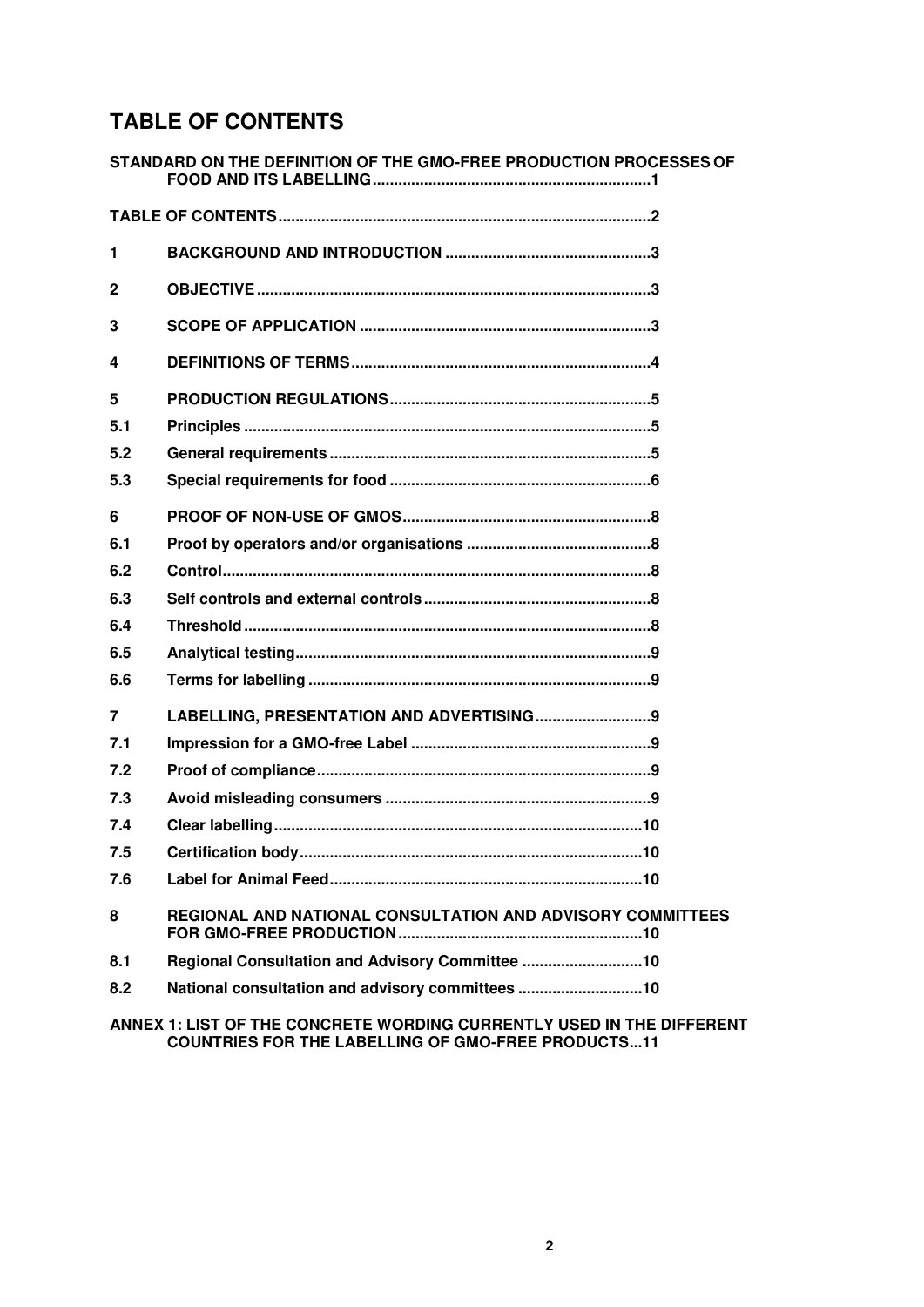# TABLE OF CONTENTS

STANDARD ON THE DEFINITION OF THE GMO-FREE PRODUCTION PROCESSES OF FOOD AND ITS LABELLING ....... 1

TABLE OF CONTENTS ....... 2

1 BACKGROUND AND INTRODUCTION ....... 3

2 OBJECTIVE ....... 3

3 SCOPE OF APPLICATION ....... 3

4 DEFINITIONS OF TERMS ....... 4

5 PRODUCTION REGULATIONS ....... 5

5.1 Principles ....... 5

5.2 General requirements ....... 5

5.3 Special requirements for food ....... 6

6 PROOF OF NON-USE OF GMOS ....... 8

6.1 Proof by operators and/or organisations ....... 8

6.2 Control ....... 8

6.3 Self controls and external controls ....... 8

6.4 Threshold ....... 8

6.5 Analytical testing ....... 9

6.6 Terms for labelling ....... 9

7 LABELLING, PRESENTATION AND ADVERTISING ....... 9

7.1 Impression for a GMO-free Label ....... 9

7.2 Proof of compliance ....... 9

7.3 Avoid misleading consumers ....... 9

7.4 Clear labelling ....... 10

7.5 Certification body ....... 10

7.6 Label for Animal Feed ....... 10

8 REGIONAL AND NATIONAL CONSULTATION AND ADVISORY COMMITTEES FOR GMO-FREE PRODUCTION ....... 10

8.1 Regional Consultation and Advisory Committee ....... 10

8.2 National consultation and advisory committees ....... 10

ANNEX 1: LIST OF THE CONCRETE WORDING CURRENTLY USED IN THE DIFFERENT COUNTRIES FOR THE LABELLING OF GMO-FREE PRODUCTS ... 11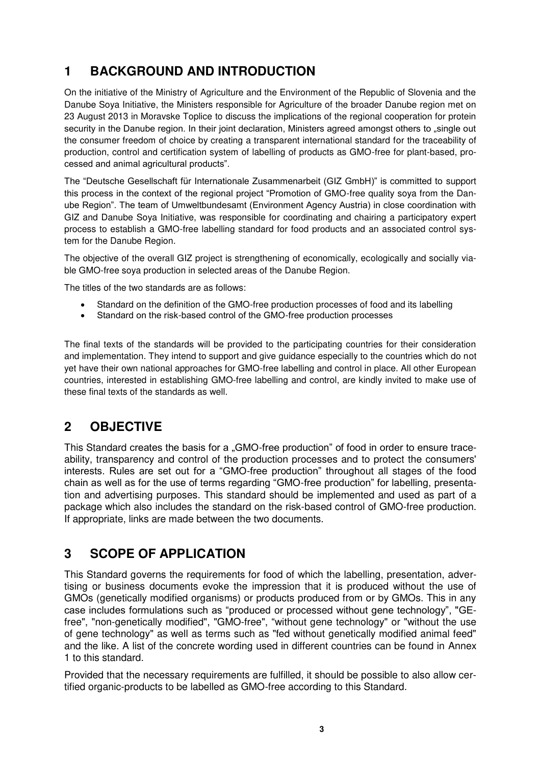# 1 BACKGROUND AND INTRODUCTION

On the initiative of the Ministry of Agriculture and the Environment of the Republic of Slovenia and the Danube Soya Initiative, the Ministers responsible for Agriculture of the broader Danube region met on 23 August 2013 in Moravske Toplice to discuss the implications of the regional cooperation for protein security in the Danube region. In their joint declaration, Ministers agreed amongst others to „single out the consumer freedom of choice by creating a transparent international standard for the traceability of production, control and certification system of labelling of products as GMO-free for plant-based, processed and animal agricultural products".

The "Deutsche Gesellschaft für Internationale Zusammenarbeit (GIZ GmbH)" is committed to support this process in the context of the regional project "Promotion of GMO-free quality soya from the Danube Region". The team of Umweltbundesamt (Environment Agency Austria) in close coordination with GIZ and Danube Soya Initiative, was responsible for coordinating and chairing a participatory expert process to establish a GMO-free labelling standard for food products and an associated control system for the Danube Region.

The objective of the overall GIZ project is strengthening of economically, ecologically and socially viable GMO-free soya production in selected areas of the Danube Region.

The titles of the two standards are as follows:

- Standard on the definition of the GMO-free production processes of food and its labelling
- Standard on the risk-based control of the GMO-free production processes

The final texts of the standards will be provided to the participating countries for their consideration and implementation. They intend to support and give guidance especially to the countries which do not yet have their own national approaches for GMO-free labelling and control in place. All other European countries, interested in establishing GMO-free labelling and control, are kindly invited to make use of these final texts of the standards as well.

# 2 OBJECTIVE

This Standard creates the basis for a „GMO-free production" of food in order to ensure traceability, transparency and control of the production processes and to protect the consumers' interests. Rules are set out for a "GMO-free production" throughout all stages of the food chain as well as for the use of terms regarding "GMO-free production" for labelling, presentation and advertising purposes. This standard should be implemented and used as part of a package which also includes the standard on the risk-based control of GMO-free production. If appropriate, links are made between the two documents.

# 3 SCOPE OF APPLICATION

This Standard governs the requirements for food of which the labelling, presentation, advertising or business documents evoke the impression that it is produced without the use of GMOs (genetically modified organisms) or products produced from or by GMOs. This in any case includes formulations such as "produced or processed without gene technology", "GE-free", "non-genetically modified", "GMO-free", "without gene technology" or "without the use of gene technology" as well as terms such as "fed without genetically modified animal feed" and the like. A list of the concrete wording used in different countries can be found in Annex 1 to this standard.

Provided that the necessary requirements are fulfilled, it should be possible to also allow certified organic-products to be labelled as GMO-free according to this Standard.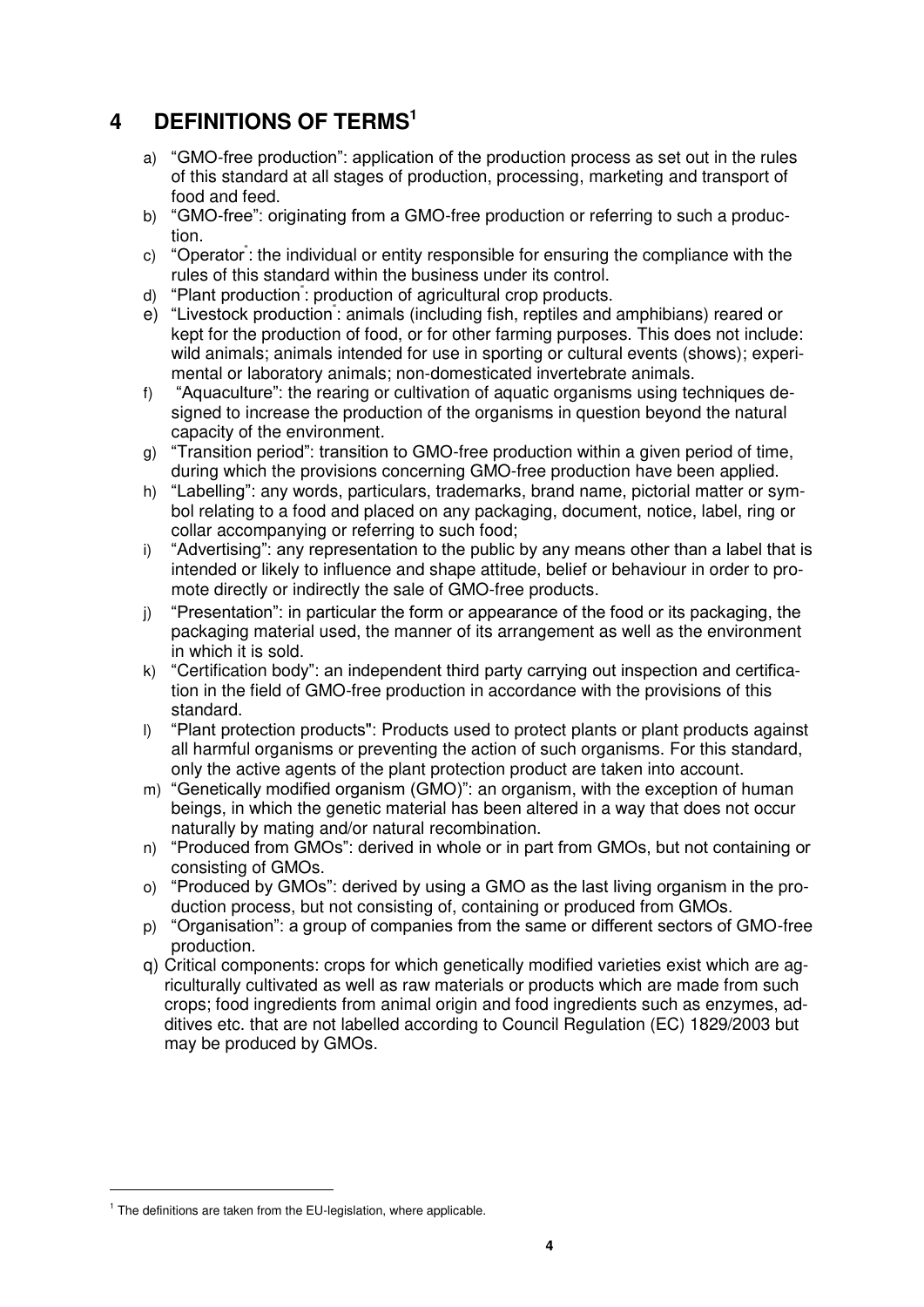# 4 DEFINITIONS OF TERMS[1]

a) "GMO-free production": application of the production process as set out in the rules of this standard at all stages of production, processing, marketing and transport of food and feed.
b) "GMO-free": originating from a GMO-free production or referring to such a production.
c) "Operator": the individual or entity responsible for ensuring the compliance with the rules of this standard within the business under its control.
d) "Plant production": production of agricultural crop products.
e) "Livestock production": animals (including fish, reptiles and amphibians) reared or kept for the production of food, or for other farming purposes. This does not include: wild animals; animals intended for use in sporting or cultural events (shows); experimental or laboratory animals; non-domesticated invertebrate animals.
f) "Aquaculture": the rearing or cultivation of aquatic organisms using techniques designed to increase the production of the organisms in question beyond the natural capacity of the environment.
g) "Transition period": transition to GMO-free production within a given period of time, during which the provisions concerning GMO-free production have been applied.
h) "Labelling": any words, particulars, trademarks, brand name, pictorial matter or symbol relating to a food and placed on any packaging, document, notice, label, ring or collar accompanying or referring to such food;
i) "Advertising": any representation to the public by any means other than a label that is intended or likely to influence and shape attitude, belief or behaviour in order to promote directly or indirectly the sale of GMO-free products.
j) "Presentation": in particular the form or appearance of the food or its packaging, the packaging material used, the manner of its arrangement as well as the environment in which it is sold.
k) "Certification body": an independent third party carrying out inspection and certification in the field of GMO-free production in accordance with the provisions of this standard.
l) "Plant protection products": Products used to protect plants or plant products against all harmful organisms or preventing the action of such organisms. For this standard, only the active agents of the plant protection product are taken into account.
m) "Genetically modified organism (GMO)": an organism, with the exception of human beings, in which the genetic material has been altered in a way that does not occur naturally by mating and/or natural recombination.
n) "Produced from GMOs": derived in whole or in part from GMOs, but not containing or consisting of GMOs.
o) "Produced by GMOs": derived by using a GMO as the last living organism in the production process, but not consisting of, containing or produced from GMOs.
p) "Organisation": a group of companies from the same or different sectors of GMO-free production.
q) Critical components: crops for which genetically modified varieties exist which are agriculturally cultivated as well as raw materials or products which are made from such crops; food ingredients from animal origin and food ingredients such as enzymes, additives etc. that are not labelled according to Council Regulation (EC) 1829/2003 but may be produced by GMOs.

[1] The definitions are taken from the EU-legislation, where applicable.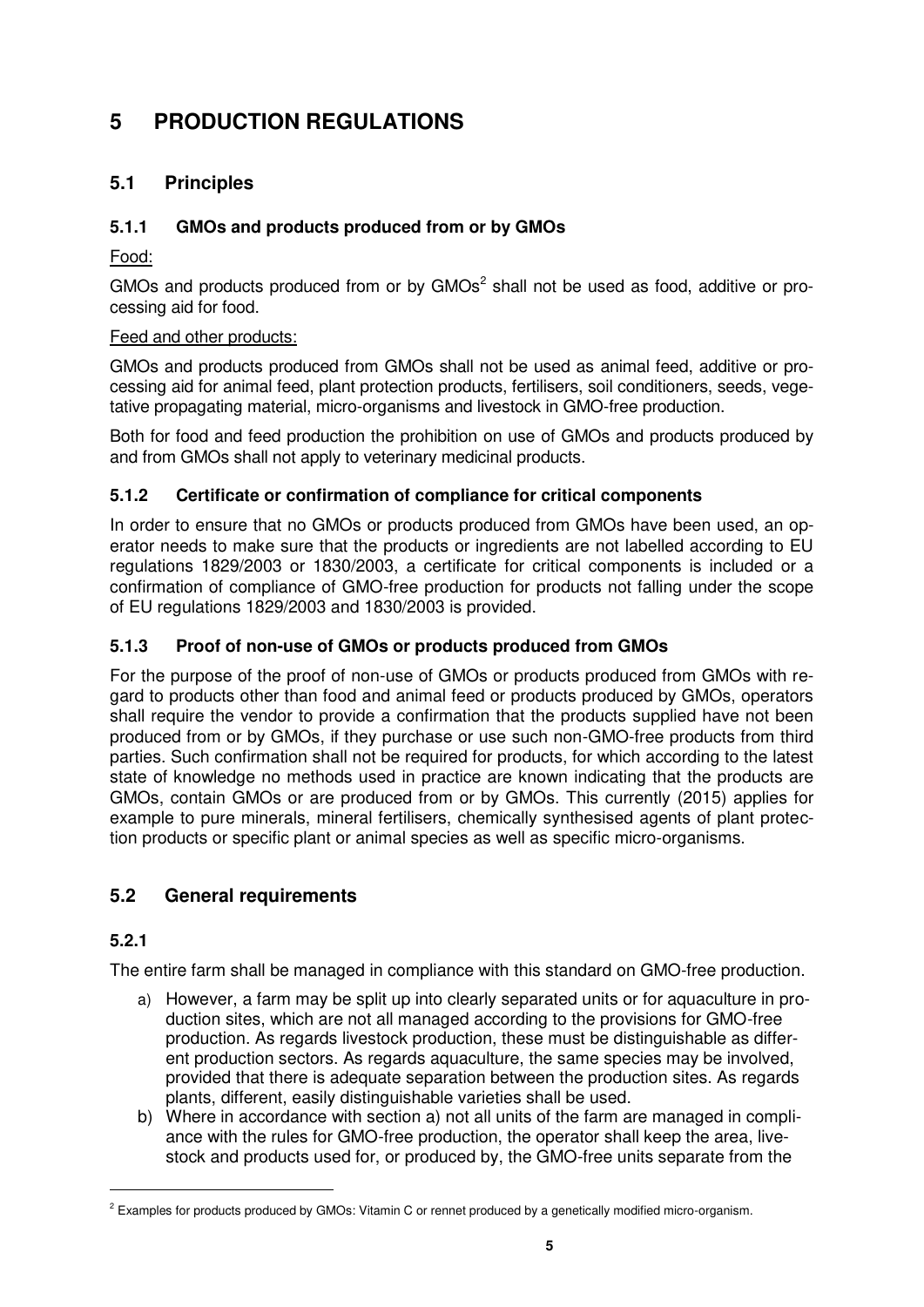# 5 PRODUCTION REGULATIONS

## 5.1 Principles

### 5.1.1 GMOs and products produced from or by GMOs

Food:

GMOs and products produced from or by GMOs[2] shall not be used as food, additive or processing aid for food.

Feed and other products:

GMOs and products produced from GMOs shall not be used as animal feed, additive or processing aid for animal feed, plant protection products, fertilisers, soil conditioners, seeds, vegetative propagating material, micro-organisms and livestock in GMO-free production.

Both for food and feed production the prohibition on use of GMOs and products produced by and from GMOs shall not apply to veterinary medicinal products.

### 5.1.2 Certificate or confirmation of compliance for critical components

In order to ensure that no GMOs or products produced from GMOs have been used, an operator needs to make sure that the products or ingredients are not labelled according to EU regulations 1829/2003 or 1830/2003, a certificate for critical components is included or a confirmation of compliance of GMO-free production for products not falling under the scope of EU regulations 1829/2003 and 1830/2003 is provided.

### 5.1.3 Proof of non-use of GMOs or products produced from GMOs

For the purpose of the proof of non-use of GMOs or products produced from GMOs with regard to products other than food and animal feed or products produced by GMOs, operators shall require the vendor to provide a confirmation that the products supplied have not been produced from or by GMOs, if they purchase or use such non-GMO-free products from third parties. Such confirmation shall not be required for products, for which according to the latest state of knowledge no methods used in practice are known indicating that the products are GMOs, contain GMOs or are produced from or by GMOs. This currently (2015) applies for example to pure minerals, mineral fertilisers, chemically synthesised agents of plant protection products or specific plant or animal species as well as specific micro-organisms.

## 5.2 General requirements

### 5.2.1

The entire farm shall be managed in compliance with this standard on GMO-free production.

a) However, a farm may be split up into clearly separated units or for aquaculture in production sites, which are not all managed according to the provisions for GMO-free production. As regards livestock production, these must be distinguishable as different production sectors. As regards aquaculture, the same species may be involved, provided that there is adequate separation between the production sites. As regards plants, different, easily distinguishable varieties shall be used.

b) Where in accordance with section a) not all units of the farm are managed in compliance with the rules for GMO-free production, the operator shall keep the area, livestock and products used for, or produced by, the GMO-free units separate from the

[2] Examples for products produced by GMOs: Vitamin C or rennet produced by a genetically modified micro-organism.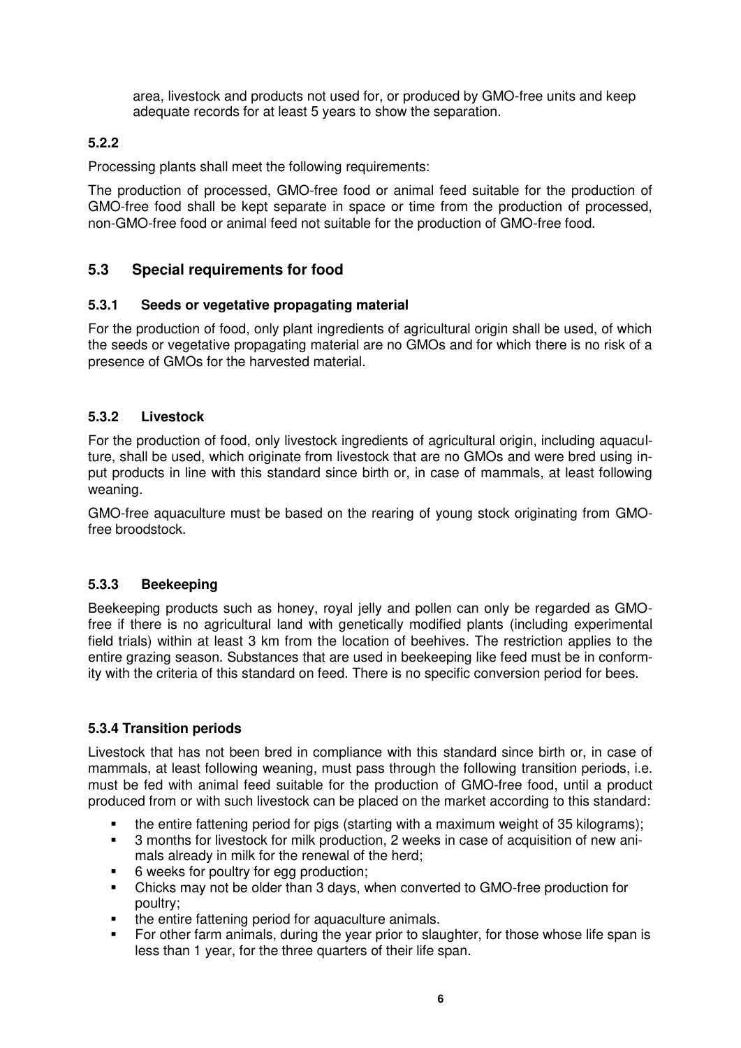area, livestock and products not used for, or produced by GMO-free units and keep adequate records for at least 5 years to show the separation.

**5.2.2**

Processing plants shall meet the following requirements:

The production of processed, GMO-free food or animal feed suitable for the production of GMO-free food shall be kept separate in space or time from the production of processed, non-GMO-free food or animal feed not suitable for the production of GMO-free food.

## 5.3 Special requirements for food

### 5.3.1 Seeds or vegetative propagating material

For the production of food, only plant ingredients of agricultural origin shall be used, of which the seeds or vegetative propagating material are no GMOs and for which there is no risk of a presence of GMOs for the harvested material.

### 5.3.2 Livestock

For the production of food, only livestock ingredients of agricultural origin, including aquaculture, shall be used, which originate from livestock that are no GMOs and were bred using input products in line with this standard since birth or, in case of mammals, at least following weaning.

GMO-free aquaculture must be based on the rearing of young stock originating from GMO-free broodstock.

### 5.3.3 Beekeeping

Beekeeping products such as honey, royal jelly and pollen can only be regarded as GMO-free if there is no agricultural land with genetically modified plants (including experimental field trials) within at least 3 km from the location of beehives. The restriction applies to the entire grazing season. Substances that are used in beekeeping like feed must be in conformity with the criteria of this standard on feed. There is no specific conversion period for bees.

### 5.3.4 Transition periods

Livestock that has not been bred in compliance with this standard since birth or, in case of mammals, at least following weaning, must pass through the following transition periods, i.e. must be fed with animal feed suitable for the production of GMO-free food, until a product produced from or with such livestock can be placed on the market according to this standard:

- the entire fattening period for pigs (starting with a maximum weight of 35 kilograms);
- 3 months for livestock for milk production, 2 weeks in case of acquisition of new animals already in milk for the renewal of the herd;
- 6 weeks for poultry for egg production;
- Chicks may not be older than 3 days, when converted to GMO-free production for poultry;
- the entire fattening period for aquaculture animals.
- For other farm animals, during the year prior to slaughter, for those whose life span is less than 1 year, for the three quarters of their life span.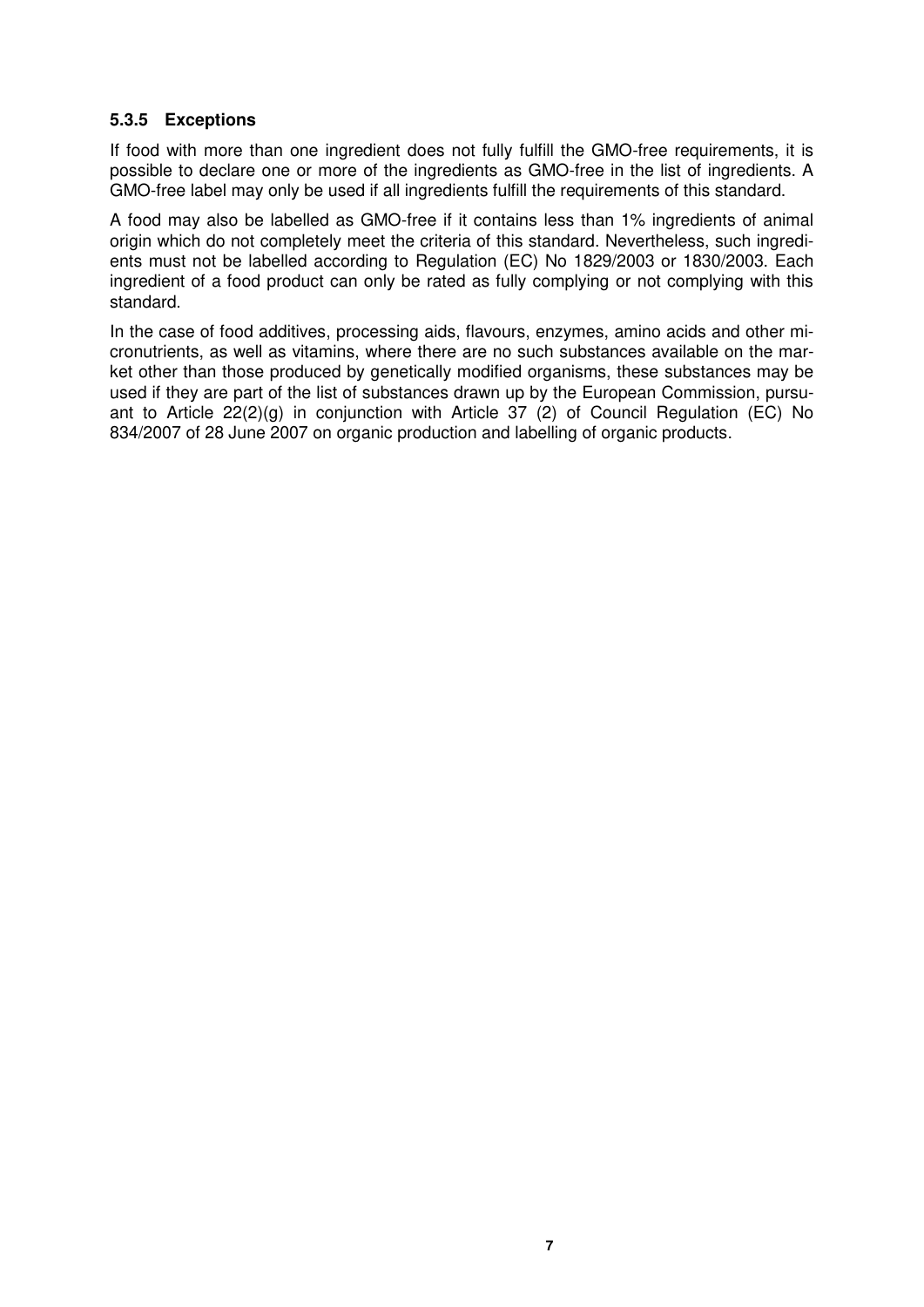### 5.3.5 Exceptions

If food with more than one ingredient does not fully fulfill the GMO-free requirements, it is possible to declare one or more of the ingredients as GMO-free in the list of ingredients. A GMO-free label may only be used if all ingredients fulfill the requirements of this standard.

A food may also be labelled as GMO-free if it contains less than 1% ingredients of animal origin which do not completely meet the criteria of this standard. Nevertheless, such ingredients must not be labelled according to Regulation (EC) No 1829/2003 or 1830/2003. Each ingredient of a food product can only be rated as fully complying or not complying with this standard.

In the case of food additives, processing aids, flavours, enzymes, amino acids and other micronutrients, as well as vitamins, where there are no such substances available on the market other than those produced by genetically modified organisms, these substances may be used if they are part of the list of substances drawn up by the European Commission, pursuant to Article 22(2)(g) in conjunction with Article 37 (2) of Council Regulation (EC) No 834/2007 of 28 June 2007 on organic production and labelling of organic products.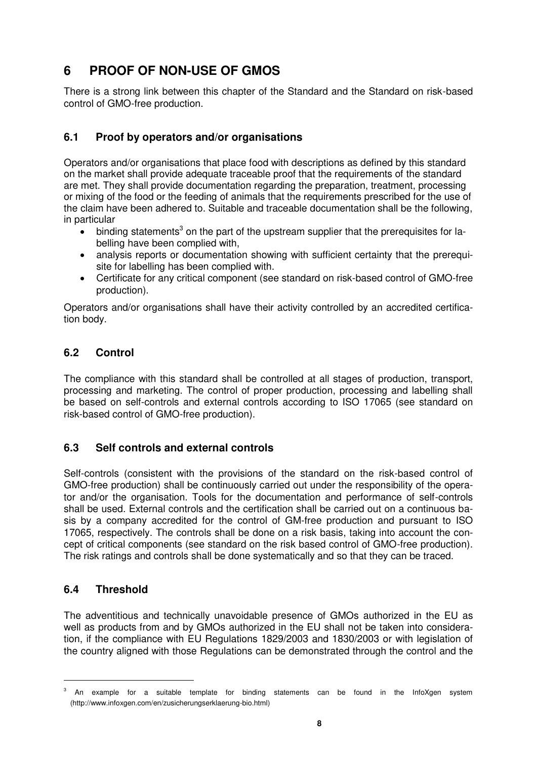# 6 PROOF OF NON-USE OF GMOS

There is a strong link between this chapter of the Standard and the Standard on risk-based control of GMO-free production.

## 6.1 Proof by operators and/or organisations

Operators and/or organisations that place food with descriptions as defined by this standard on the market shall provide adequate traceable proof that the requirements of the standard are met. They shall provide documentation regarding the preparation, treatment, processing or mixing of the food or the feeding of animals that the requirements prescribed for the use of the claim have been adhered to. Suitable and traceable documentation shall be the following, in particular

- binding statements[3] on the part of the upstream supplier that the prerequisites for labelling have been complied with,
- analysis reports or documentation showing with sufficient certainty that the prerequisite for labelling has been complied with.
- Certificate for any critical component (see standard on risk-based control of GMO-free production).

Operators and/or organisations shall have their activity controlled by an accredited certification body.

## 6.2 Control

The compliance with this standard shall be controlled at all stages of production, transport, processing and marketing. The control of proper production, processing and labelling shall be based on self-controls and external controls according to ISO 17065 (see standard on risk-based control of GMO-free production).

## 6.3 Self controls and external controls

Self-controls (consistent with the provisions of the standard on the risk-based control of GMO-free production) shall be continuously carried out under the responsibility of the operator and/or the organisation. Tools for the documentation and performance of self-controls shall be used. External controls and the certification shall be carried out on a continuous basis by a company accredited for the control of GM-free production and pursuant to ISO 17065, respectively. The controls shall be done on a risk basis, taking into account the concept of critical components (see standard on the risk based control of GMO-free production). The risk ratings and controls shall be done systematically and so that they can be traced.

## 6.4 Threshold

The adventitious and technically unavoidable presence of GMOs authorized in the EU as well as products from and by GMOs authorized in the EU shall not be taken into consideration, if the compliance with EU Regulations 1829/2003 and 1830/2003 or with legislation of the country aligned with those Regulations can be demonstrated through the control and the

[3] An example for a suitable template for binding statements can be found in the InfoXgen system (http://www.infoxgen.com/en/zusicherungserklaerung-bio.html)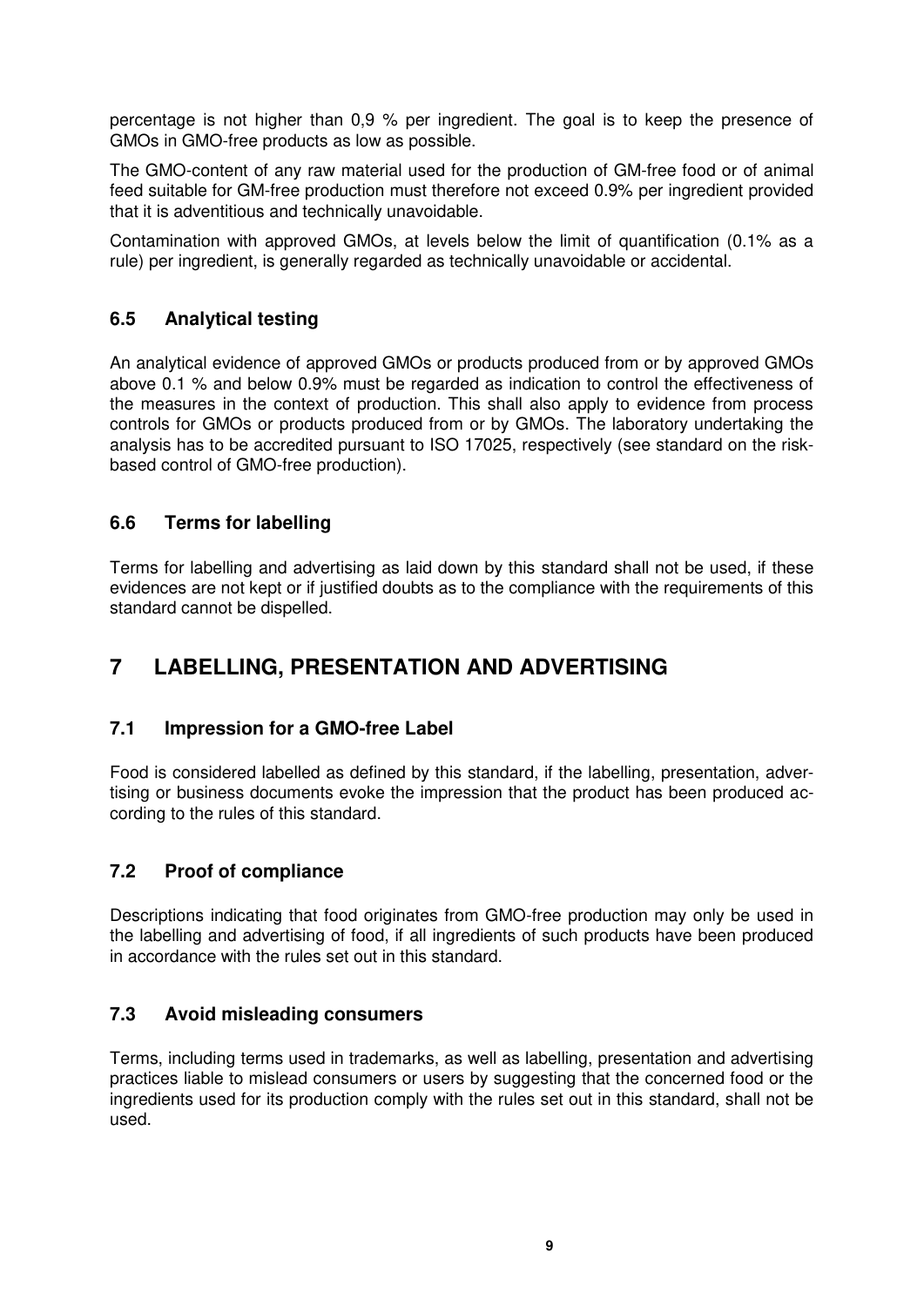percentage is not higher than 0,9 % per ingredient. The goal is to keep the presence of GMOs in GMO-free products as low as possible.

The GMO-content of any raw material used for the production of GM-free food or of animal feed suitable for GM-free production must therefore not exceed 0.9% per ingredient provided that it is adventitious and technically unavoidable.

Contamination with approved GMOs, at levels below the limit of quantification (0.1% as a rule) per ingredient, is generally regarded as technically unavoidable or accidental.

### 6.5 Analytical testing

An analytical evidence of approved GMOs or products produced from or by approved GMOs above 0.1 % and below 0.9% must be regarded as indication to control the effectiveness of the measures in the context of production. This shall also apply to evidence from process controls for GMOs or products produced from or by GMOs. The laboratory undertaking the analysis has to be accredited pursuant to ISO 17025, respectively (see standard on the risk-based control of GMO-free production).

### 6.6 Terms for labelling

Terms for labelling and advertising as laid down by this standard shall not be used, if these evidences are not kept or if justified doubts as to the compliance with the requirements of this standard cannot be dispelled.

## 7 LABELLING, PRESENTATION AND ADVERTISING

### 7.1 Impression for a GMO-free Label

Food is considered labelled as defined by this standard, if the labelling, presentation, advertising or business documents evoke the impression that the product has been produced according to the rules of this standard.

### 7.2 Proof of compliance

Descriptions indicating that food originates from GMO-free production may only be used in the labelling and advertising of food, if all ingredients of such products have been produced in accordance with the rules set out in this standard.

### 7.3 Avoid misleading consumers

Terms, including terms used in trademarks, as well as labelling, presentation and advertising practices liable to mislead consumers or users by suggesting that the concerned food or the ingredients used for its production comply with the rules set out in this standard, shall not be used.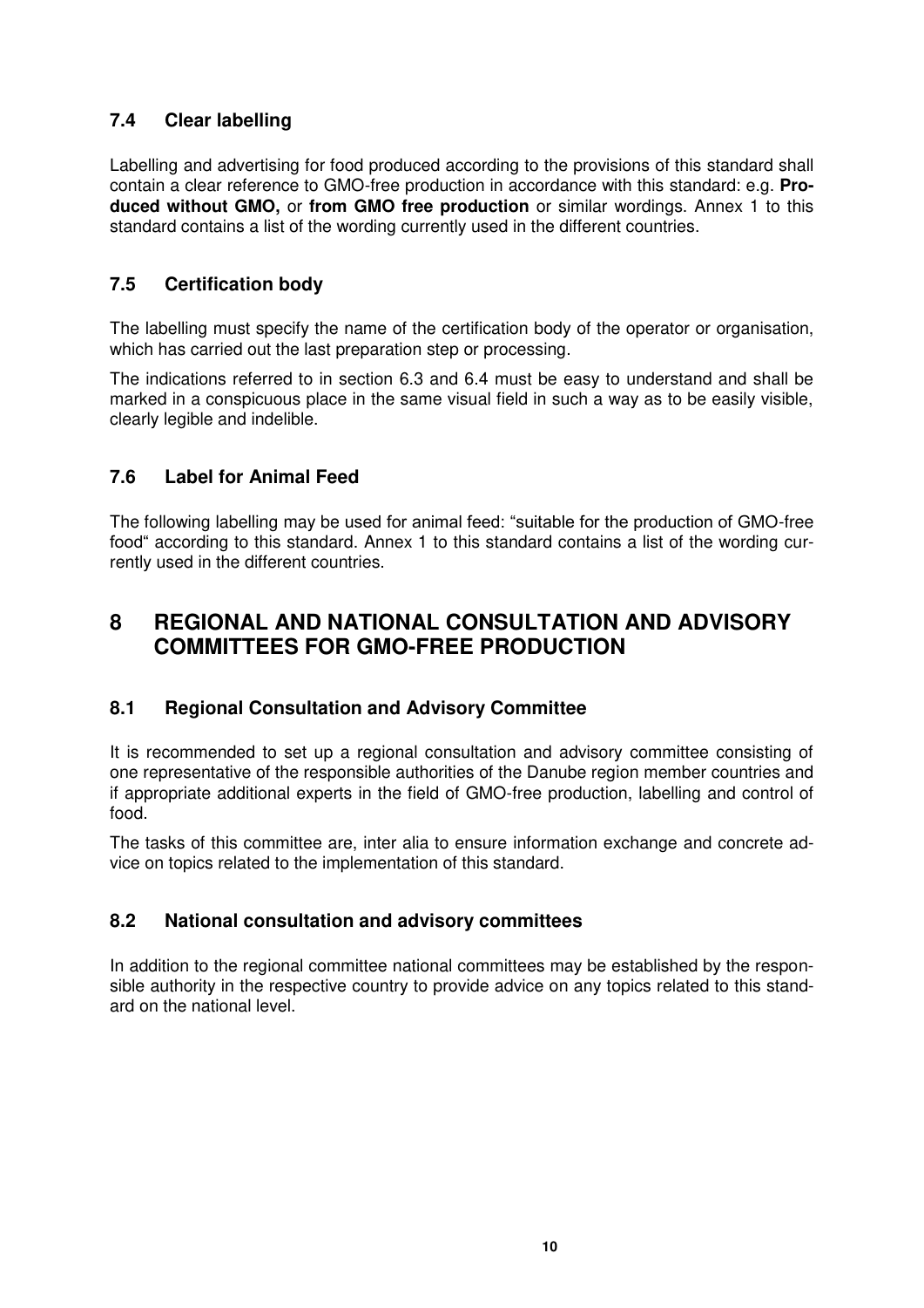### 7.4 Clear labelling

Labelling and advertising for food produced according to the provisions of this standard shall contain a clear reference to GMO-free production in accordance with this standard: e.g. **Produced without GMO,** or **from GMO free production** or similar wordings. Annex 1 to this standard contains a list of the wording currently used in the different countries.

### 7.5 Certification body

The labelling must specify the name of the certification body of the operator or organisation, which has carried out the last preparation step or processing.

The indications referred to in section 6.3 and 6.4 must be easy to understand and shall be marked in a conspicuous place in the same visual field in such a way as to be easily visible, clearly legible and indelible.

### 7.6 Label for Animal Feed

The following labelling may be used for animal feed: "suitable for the production of GMO-free food" according to this standard. Annex 1 to this standard contains a list of the wording currently used in the different countries.

## 8 REGIONAL AND NATIONAL CONSULTATION AND ADVISORY COMMITTEES FOR GMO-FREE PRODUCTION

### 8.1 Regional Consultation and Advisory Committee

It is recommended to set up a regional consultation and advisory committee consisting of one representative of the responsible authorities of the Danube region member countries and if appropriate additional experts in the field of GMO-free production, labelling and control of food.

The tasks of this committee are, inter alia to ensure information exchange and concrete advice on topics related to the implementation of this standard.

### 8.2 National consultation and advisory committees

In addition to the regional committee national committees may be established by the responsible authority in the respective country to provide advice on any topics related to this standard on the national level.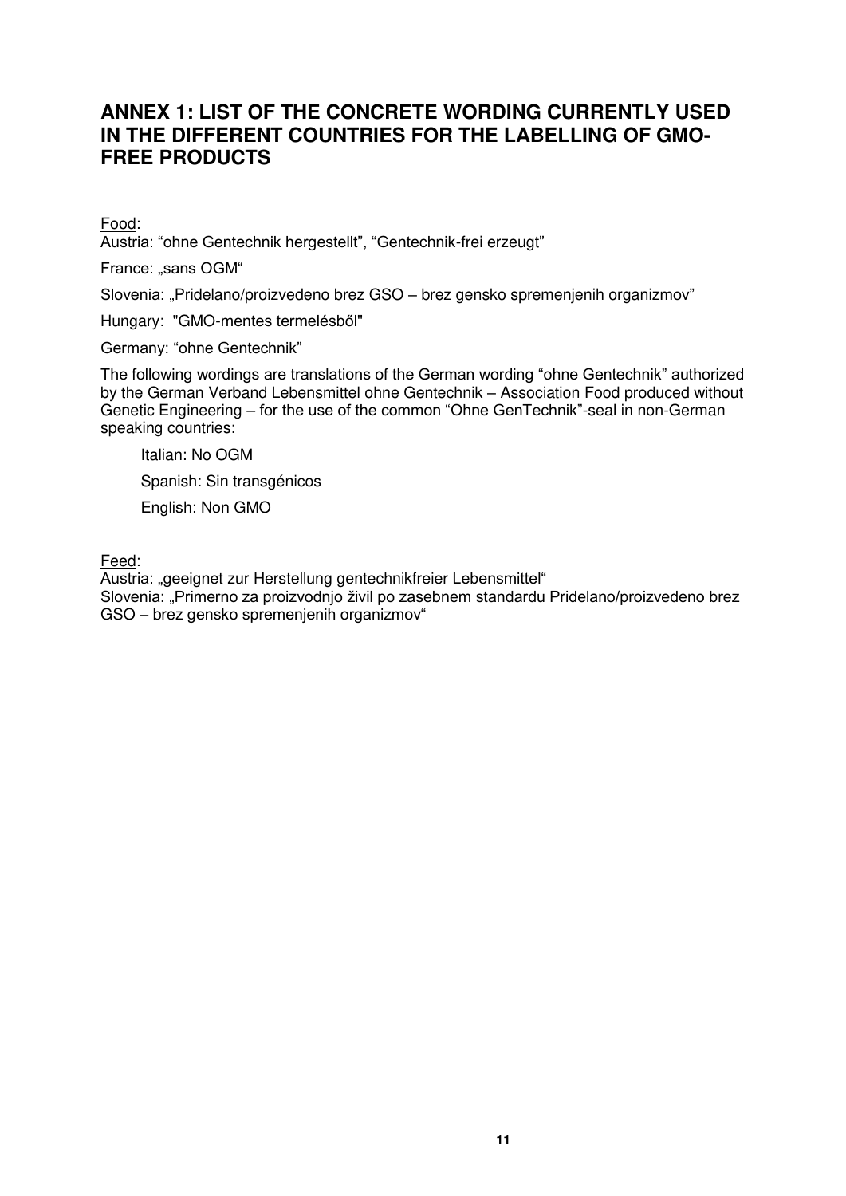## ANNEX 1: LIST OF THE CONCRETE WORDING CURRENTLY USED IN THE DIFFERENT COUNTRIES FOR THE LABELLING OF GMO-FREE PRODUCTS

Food:
Austria: “ohne Gentechnik hergestellt”, “Gentechnik-frei erzeugt”

France: „sans OGM“

Slovenia: „Pridelano/proizvedeno brez GSO – brez gensko spremenjenih organizmov”

Hungary: "GMO-mentes termelésből"

Germany: “ohne Gentechnik”

The following wordings are translations of the German wording “ohne Gentechnik” authorized by the German Verband Lebensmittel ohne Gentechnik – Association Food produced without Genetic Engineering – for the use of the common “Ohne GenTechnik”-seal in non-German speaking countries:

Italian: No OGM

Spanish: Sin transgénicos

English: Non GMO

Feed:
Austria: „geeignet zur Herstellung gentechnikfreier Lebensmittel“
Slovenia: „Primerno za proizvodnjo živil po zasebnem standardu Pridelano/proizvedeno brez GSO – brez gensko spremenjenih organizmov“